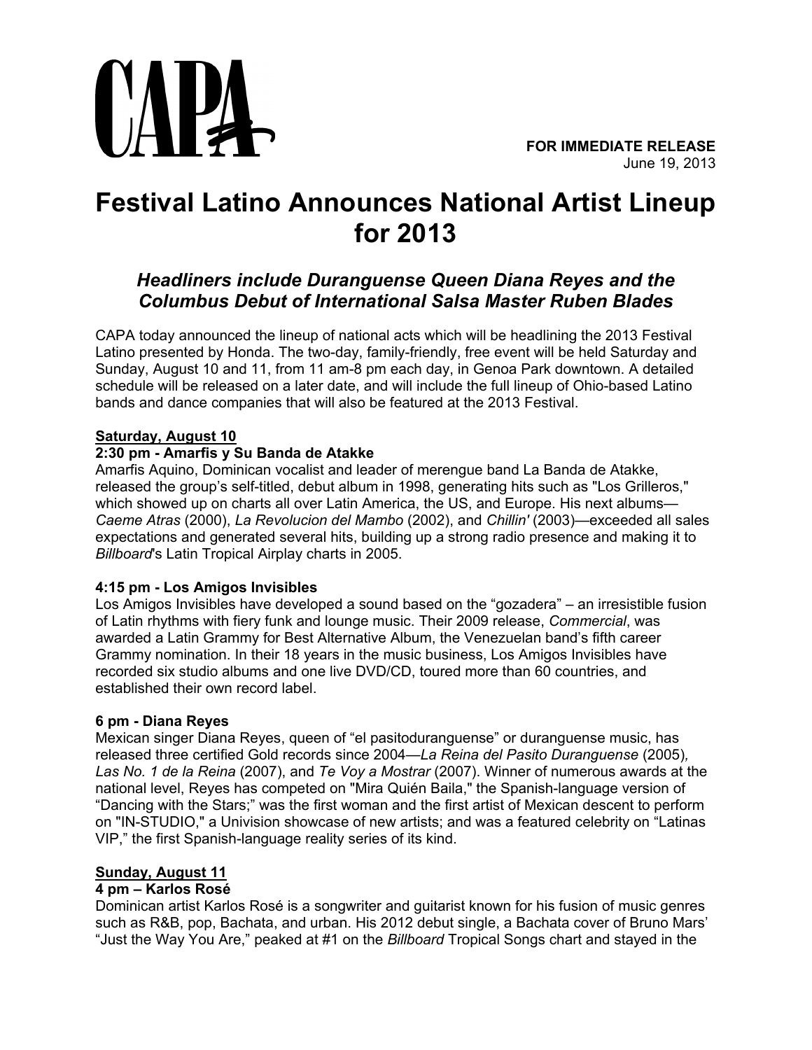CAPA

**FOR IMMEDIATE RELEASE**
June 19, 2013

# Festival Latino Announces National Artist Lineup for 2013

### *Headliners include Duranguense Queen Diana Reyes and the Columbus Debut of International Salsa Master Ruben Blades*

CAPA today announced the lineup of national acts which will be headlining the 2013 Festival Latino presented by Honda. The two-day, family-friendly, free event will be held Saturday and Sunday, August 10 and 11, from 11 am-8 pm each day, in Genoa Park downtown. A detailed schedule will be released on a later date, and will include the full lineup of Ohio-based Latino bands and dance companies that will also be featured at the 2013 Festival.

**Saturday, August 10**

**2:30 pm - Amarfis y Su Banda de Atakke**

Amarfis Aquino, Dominican vocalist and leader of merengue band La Banda de Atakke, released the group's self-titled, debut album in 1998, generating hits such as "Los Grilleros," which showed up on charts all over Latin America, the US, and Europe. His next albums—*Caeme Atras* (2000), *La Revolucion del Mambo* (2002), and *Chillin'* (2003)—exceeded all sales expectations and generated several hits, building up a strong radio presence and making it to *Billboard*'s Latin Tropical Airplay charts in 2005.

**4:15 pm - Los Amigos Invisibles**

Los Amigos Invisibles have developed a sound based on the "gozadera" – an irresistible fusion of Latin rhythms with fiery funk and lounge music. Their 2009 release, *Commercial*, was awarded a Latin Grammy for Best Alternative Album, the Venezuelan band's fifth career Grammy nomination. In their 18 years in the music business, Los Amigos Invisibles have recorded six studio albums and one live DVD/CD, toured more than 60 countries, and established their own record label.

**6 pm - Diana Reyes**

Mexican singer Diana Reyes, queen of "el pasitoduranguense" or duranguense music, has released three certified Gold records since 2004—*La Reina del Pasito Duranguense* (2005), *Las No. 1 de la Reina* (2007), and *Te Voy a Mostrar* (2007). Winner of numerous awards at the national level, Reyes has competed on "Mira Quién Baila," the Spanish-language version of "Dancing with the Stars;" was the first woman and the first artist of Mexican descent to perform on "IN-STUDIO," a Univision showcase of new artists; and was a featured celebrity on "Latinas VIP," the first Spanish-language reality series of its kind.

**Sunday, August 11**

**4 pm – Karlos Rosé**

Dominican artist Karlos Rosé is a songwriter and guitarist known for his fusion of music genres such as R&B, pop, Bachata, and urban. His 2012 debut single, a Bachata cover of Bruno Mars' "Just the Way You Are," peaked at #1 on the *Billboard* Tropical Songs chart and stayed in the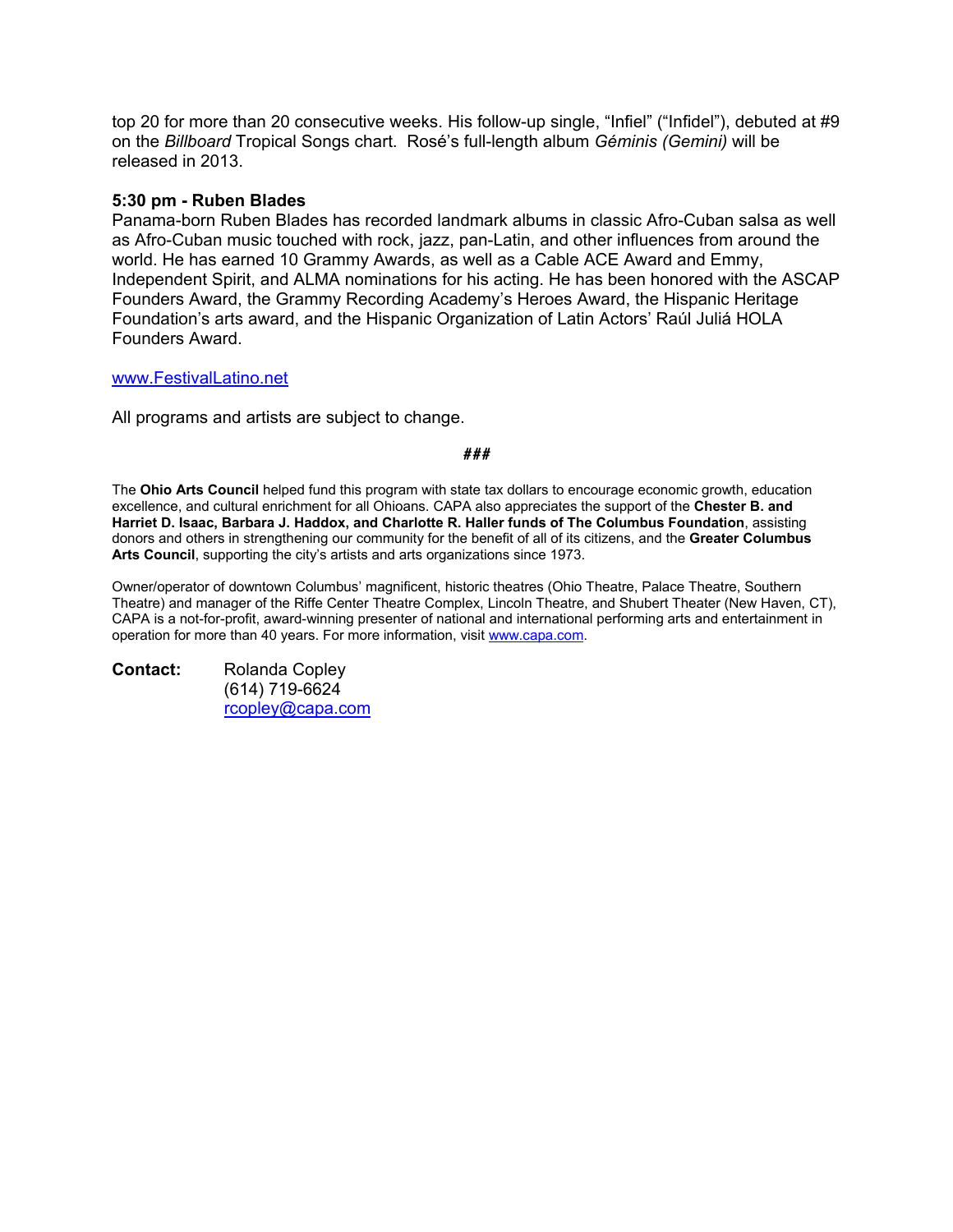top 20 for more than 20 consecutive weeks. His follow-up single, "Infiel" ("Infidel"), debuted at #9 on the *Billboard* Tropical Songs chart. Rosé's full-length album *Géminis (Gemini)* will be released in 2013.

**5:30 pm - Ruben Blades**
Panama-born Ruben Blades has recorded landmark albums in classic Afro-Cuban salsa as well as Afro-Cuban music touched with rock, jazz, pan-Latin, and other influences from around the world. He has earned 10 Grammy Awards, as well as a Cable ACE Award and Emmy, Independent Spirit, and ALMA nominations for his acting. He has been honored with the ASCAP Founders Award, the Grammy Recording Academy's Heroes Award, the Hispanic Heritage Foundation's arts award, and the Hispanic Organization of Latin Actors' Raúl Juliá HOLA Founders Award.

[www.FestivalLatino.net](http://www.FestivalLatino.net)

All programs and artists are subject to change.

***###***

The **Ohio Arts Council** helped fund this program with state tax dollars to encourage economic growth, education excellence, and cultural enrichment for all Ohioans. CAPA also appreciates the support of the **Chester B. and Harriet D. Isaac, Barbara J. Haddox, and Charlotte R. Haller funds of The Columbus Foundation**, assisting donors and others in strengthening our community for the benefit of all of its citizens, and the **Greater Columbus Arts Council**, supporting the city's artists and arts organizations since 1973.

Owner/operator of downtown Columbus' magnificent, historic theatres (Ohio Theatre, Palace Theatre, Southern Theatre) and manager of the Riffe Center Theatre Complex, Lincoln Theatre, and Shubert Theater (New Haven, CT), CAPA is a not-for-profit, award-winning presenter of national and international performing arts and entertainment in operation for more than 40 years. For more information, visit [www.capa.com](http://www.capa.com).

**Contact:** Rolanda Copley
(614) 719-6624
[rcopley@capa.com](mailto:rcopley@capa.com)